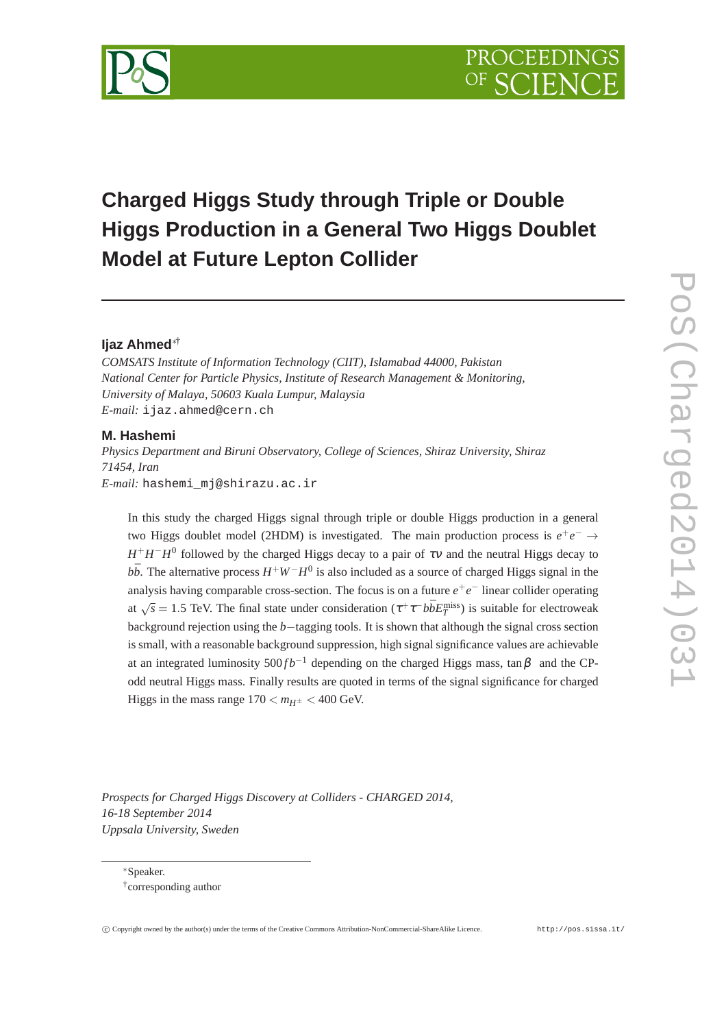# Charged Higgs Study through Triple or Double Higgs Production in a General Two Higgs Doublet Model at Future Lepton Collider

**Ijaz Ahmed**[*†]

*COMSATS Institute of Information Technology (CIIT), Islamabad 44000, Pakistan*
*National Center for Particle Physics, Institute of Research Management & Monitoring, University of Malaya, 50603 Kuala Lumpur, Malaysia*
*E-mail:* ijaz.ahmed@cern.ch

**M. Hashemi**

*Physics Department and Biruni Observatory, College of Sciences, Shiraz University, Shiraz 71454, Iran*
*E-mail:* hashemi_mj@shirazu.ac.ir

In this study the charged Higgs signal through triple or double Higgs production in a general two Higgs doublet model (2HDM) is investigated. The main production process is $e^+e^- \to H^+H^-H^0$ followed by the charged Higgs decay to a pair of $\tau\nu$ and the neutral Higgs decay to $b\bar{b}$. The alternative process $H^+W^-H^0$ is also included as a source of charged Higgs signal in the analysis having comparable cross-section. The focus is on a future $e^+e^-$ linear collider operating at $\sqrt{s} = 1.5$ TeV. The final state under consideration ($\tau^+\tau^- b\bar{b}E_T^{\text{miss}}$) is suitable for electroweak background rejection using the $b-$tagging tools. It is shown that although the signal cross section is small, with a reasonable background suppression, high signal significance values are achievable at an integrated luminosity $500\,fb^{-1}$ depending on the charged Higgs mass, $\tan\beta$ and the CP-odd neutral Higgs mass. Finally results are quoted in terms of the signal significance for charged Higgs in the mass range $170 < m_{H^\pm} < 400$ GeV.

*Prospects for Charged Higgs Discovery at Colliders - CHARGED 2014,*
*16-18 September 2014*
*Uppsala University, Sweden*

[*] Speaker.
[†] corresponding author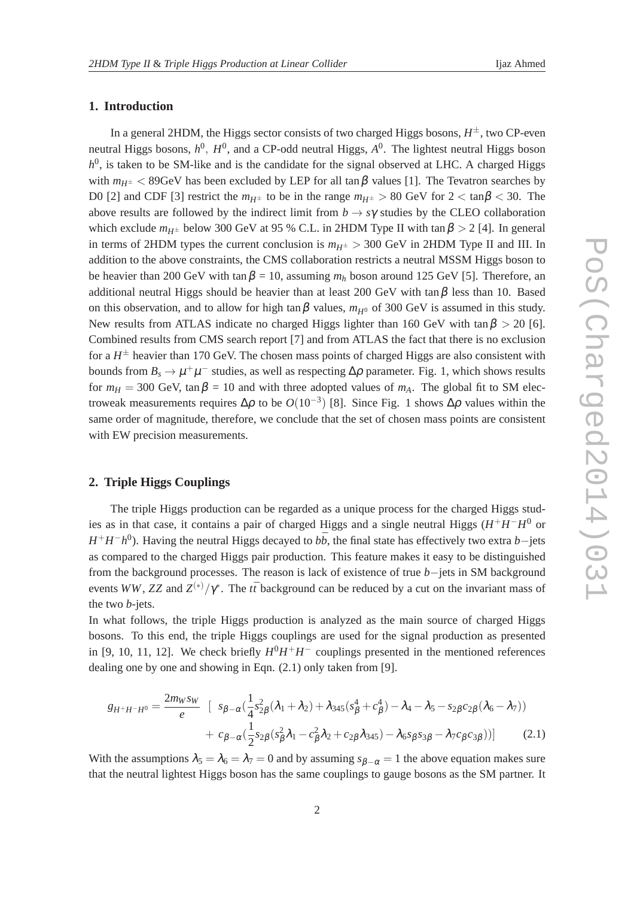## 1. Introduction

In a general 2HDM, the Higgs sector consists of two charged Higgs bosons, $H^{\pm}$, two CP-even neutral Higgs bosons, $h^0$, $H^0$, and a CP-odd neutral Higgs, $A^0$. The lightest neutral Higgs boson $h^0$, is taken to be SM-like and is the candidate for the signal observed at LHC. A charged Higgs with $m_{H^{\pm}} < 89$GeV has been excluded by LEP for all $\tan\beta$ values [1]. The Tevatron searches by D0 [2] and CDF [3] restrict the $m_{H^{\pm}}$ to be in the range $m_{H^{\pm}} > 80$ GeV for $2 < \tan\beta < 30$. The above results are followed by the indirect limit from $b \to s\gamma$ studies by the CLEO collaboration which exclude $m_{H^{\pm}}$ below 300 GeV at 95 % C.L. in 2HDM Type II with $\tan\beta > 2$ [4]. In general in terms of 2HDM types the current conclusion is $m_{H^{\pm}} > 300$ GeV in 2HDM Type II and III. In addition to the above constraints, the CMS collaboration restricts a neutral MSSM Higgs boson to be heavier than 200 GeV with $\tan\beta = 10$, assuming $m_h$ boson around 125 GeV [5]. Therefore, an additional neutral Higgs should be heavier than at least 200 GeV with $\tan\beta$ less than 10. Based on this observation, and to allow for high $\tan\beta$ values, $m_{H^0}$ of 300 GeV is assumed in this study. New results from ATLAS indicate no charged Higgs lighter than 160 GeV with $\tan\beta > 20$ [6]. Combined results from CMS search report [7] and from ATLAS the fact that there is no exclusion for a $H^{\pm}$ heavier than 170 GeV. The chosen mass points of charged Higgs are also consistent with bounds from $B_s \to \mu^+\mu^-$ studies, as well as respecting $\Delta\rho$ parameter. Fig. 1, which shows results for $m_H = 300$ GeV, $\tan\beta = 10$ and with three adopted values of $m_A$. The global fit to SM electroweak measurements requires $\Delta\rho$ to be $O(10^{-3})$ [8]. Since Fig. 1 shows $\Delta\rho$ values within the same order of magnitude, therefore, we conclude that the set of chosen mass points are consistent with EW precision measurements.

## 2. Triple Higgs Couplings

The triple Higgs production can be regarded as a unique process for the charged Higgs studies as in that case, it contains a pair of charged Higgs and a single neutral Higgs ($H^+H^-H^0$ or $H^+H^-h^0$). Having the neutral Higgs decayed to $b\bar{b}$, the final state has effectively two extra $b-$jets as compared to the charged Higgs pair production. This feature makes it easy to be distinguished from the background processes. The reason is lack of existence of true $b-$jets in SM background events $WW$, $ZZ$ and $Z^{(*)}/\gamma^*$. The $t\bar{t}$ background can be reduced by a cut on the invariant mass of the two $b$-jets.

In what follows, the triple Higgs production is analyzed as the main source of charged Higgs bosons. To this end, the triple Higgs couplings are used for the signal production as presented in [9, 10, 11, 12]. We check briefly $H^0H^+H^-$ couplings presented in the mentioned references dealing one by one and showing in Eqn. (2.1) only taken from [9].

$$
\begin{aligned}
g_{H^+H^-H^0} = \frac{2m_W s_W}{e} \quad [ \;& s_{\beta-\alpha}(\frac{1}{4}s^2_{2\beta}(\lambda_1+\lambda_2)+\lambda_{345}(s^4_\beta+c^4_\beta)-\lambda_4-\lambda_5-s_{2\beta}c_{2\beta}(\lambda_6-\lambda_7)) \\
&+ c_{\beta-\alpha}(\frac{1}{2}s_{2\beta}(s^2_\beta\lambda_1-c^2_\beta\lambda_2+c_{2\beta}\lambda_{345})-\lambda_6 s_\beta s_{3\beta}-\lambda_7 c_\beta c_{3\beta}))] \qquad (2.1)
\end{aligned}
$$

With the assumptions $\lambda_5 = \lambda_6 = \lambda_7 = 0$ and by assuming $s_{\beta-\alpha} = 1$ the above equation makes sure that the neutral lightest Higgs boson has the same couplings to gauge bosons as the SM partner. It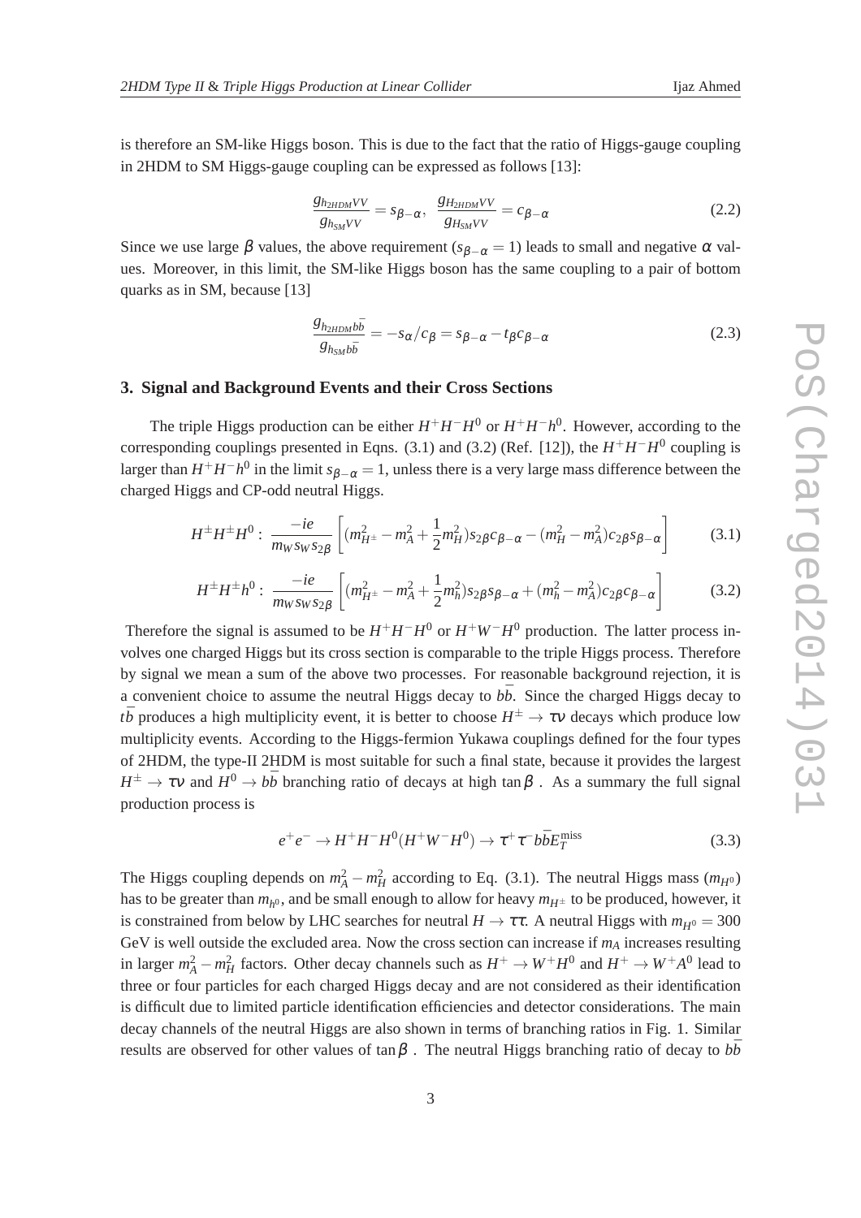is therefore an SM-like Higgs boson. This is due to the fact that the ratio of Higgs-gauge coupling in 2HDM to SM Higgs-gauge coupling can be expressed as follows [13]:

$$\frac{g_{h_{2HDM}VV}}{g_{h_{SM}VV}} = s_{\beta-\alpha}, \quad \frac{g_{H_{2HDM}VV}}{g_{H_{SM}VV}} = c_{\beta-\alpha} \tag{2.2}$$

Since we use large $\beta$ values, the above requirement ($s_{\beta-\alpha} = 1$) leads to small and negative $\alpha$ values. Moreover, in this limit, the SM-like Higgs boson has the same coupling to a pair of bottom quarks as in SM, because [13]

$$\frac{g_{h_{2HDM}b\bar{b}}}{g_{h_{SM}b\bar{b}}} = -s_{\alpha}/c_{\beta} = s_{\beta-\alpha} - t_{\beta}c_{\beta-\alpha} \tag{2.3}$$

## 3. Signal and Background Events and their Cross Sections

The triple Higgs production can be either $H^+H^-H^0$ or $H^+H^-h^0$. However, according to the corresponding couplings presented in Eqns. (3.1) and (3.2) (Ref. [12]), the $H^+H^-H^0$ coupling is larger than $H^+H^-h^0$ in the limit $s_{\beta-\alpha} = 1$, unless there is a very large mass difference between the charged Higgs and CP-odd neutral Higgs.

$$H^{\pm}H^{\pm}H^0: \ \frac{-ie}{m_W s_W s_{2\beta}} \left[ (m_{H^{\pm}}^2 - m_A^2 + \frac{1}{2}m_H^2) s_{2\beta} c_{\beta-\alpha} - (m_H^2 - m_A^2) c_{2\beta} s_{\beta-\alpha} \right] \tag{3.1}$$

$$H^{\pm}H^{\pm}h^0: \ \frac{-ie}{m_W s_W s_{2\beta}} \left[ (m_{H^{\pm}}^2 - m_A^2 + \frac{1}{2}m_h^2) s_{2\beta} s_{\beta-\alpha} + (m_h^2 - m_A^2) c_{2\beta} c_{\beta-\alpha} \right] \tag{3.2}$$

Therefore the signal is assumed to be $H^+H^-H^0$ or $H^+W^-H^0$ production. The latter process involves one charged Higgs but its cross section is comparable to the triple Higgs process. Therefore by signal we mean a sum of the above two processes. For reasonable background rejection, it is a convenient choice to assume the neutral Higgs decay to $b\bar{b}$. Since the charged Higgs decay to $t\bar{b}$ produces a high multiplicity event, it is better to choose $H^{\pm} \to \tau\nu$ decays which produce low multiplicity events. According to the Higgs-fermion Yukawa couplings defined for the four types of 2HDM, the type-II 2HDM is most suitable for such a final state, because it provides the largest $H^{\pm} \to \tau\nu$ and $H^0 \to b\bar{b}$ branching ratio of decays at high $\tan\beta$ . As a summary the full signal production process is

$$e^+e^- \to H^+H^-H^0(H^+W^-H^0) \to \tau^+\tau^- b\bar{b}E_T^{\text{miss}} \tag{3.3}$$

The Higgs coupling depends on $m_A^2 - m_H^2$ according to Eq. (3.1). The neutral Higgs mass ($m_{H^0}$) has to be greater than $m_{h^0}$, and be small enough to allow for heavy $m_{H^{\pm}}$ to be produced, however, it is constrained from below by LHC searches for neutral $H \to \tau\tau$. A neutral Higgs with $m_{H^0} = 300$ GeV is well outside the excluded area. Now the cross section can increase if $m_A$ increases resulting in larger $m_A^2 - m_H^2$ factors. Other decay channels such as $H^+ \to W^+H^0$ and $H^+ \to W^+A^0$ lead to three or four particles for each charged Higgs decay and are not considered as their identification is difficult due to limited particle identification efficiencies and detector considerations. The main decay channels of the neutral Higgs are also shown in terms of branching ratios in Fig. 1. Similar results are observed for other values of $\tan\beta$ . The neutral Higgs branching ratio of decay to $b\bar{b}$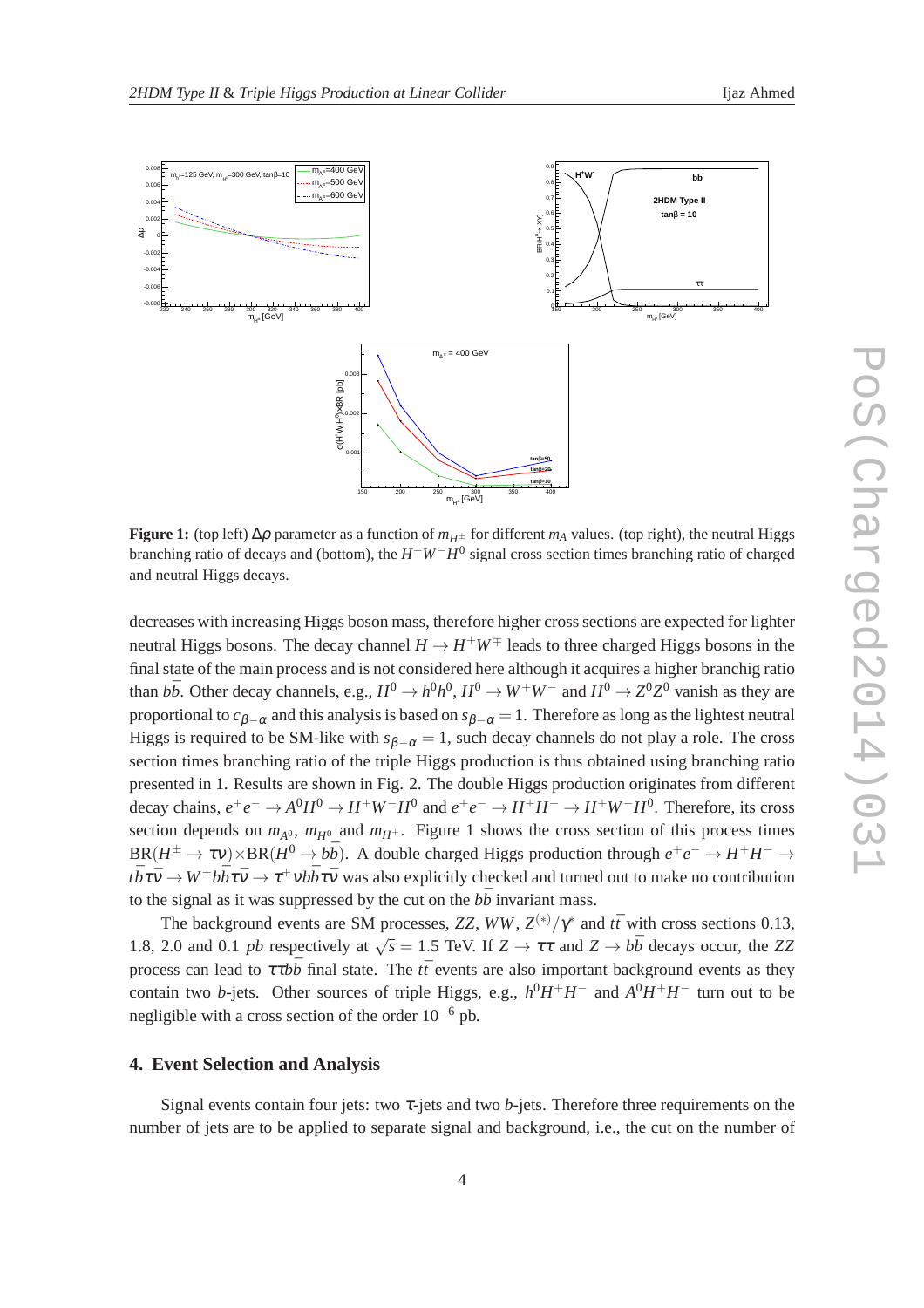**Figure 1:** (top left) $\Delta\rho$ parameter as a function of $m_{H^\pm}$ for different $m_A$ values. (top right), the neutral Higgs branching ratio of decays and (bottom), the $H^+W^-H^0$ signal cross section times branching ratio of charged and neutral Higgs decays.

decreases with increasing Higgs boson mass, therefore higher cross sections are expected for lighter neutral Higgs bosons. The decay channel $H \to H^\pm W^\mp$ leads to three charged Higgs bosons in the final state of the main process and is not considered here although it acquires a higher branchig ratio than $b\bar{b}$. Other decay channels, e.g., $H^0 \to h^0 h^0$, $H^0 \to W^+W^-$ and $H^0 \to Z^0 Z^0$ vanish as they are proportional to $c_{\beta-\alpha}$ and this analysis is based on $s_{\beta-\alpha} = 1$. Therefore as long as the lightest neutral Higgs is required to be SM-like with $s_{\beta-\alpha} = 1$, such decay channels do not play a role. The cross section times branching ratio of the triple Higgs production is thus obtained using branching ratio presented in 1. Results are shown in Fig. 2. The double Higgs production originates from different decay chains, $e^+e^- \to A^0 H^0 \to H^+W^-H^0$ and $e^+e^- \to H^+H^- \to H^+W^-H^0$. Therefore, its cross section depends on $m_{A^0}$, $m_{H^0}$ and $m_{H^\pm}$. Figure 1 shows the cross section of this process times $\text{BR}(H^\pm \to \tau\nu) \times \text{BR}(H^0 \to b\bar{b})$. A double charged Higgs production through $e^+e^- \to H^+H^- \to t\bar{b}\tau\bar{\nu} \to W^+b\bar{b}\tau\bar{\nu} \to \tau^+\nu b\bar{b}\tau\bar{\nu}$ was also explicitly checked and turned out to make no contribution to the signal as it was suppressed by the cut on the $b\bar{b}$ invariant mass.

The background events are SM processes, $ZZ$, $WW$, $Z^{(*)}/\gamma^*$ and $t\bar{t}$ with cross sections 0.13, 1.8, 2.0 and 0.1 *pb* respectively at $\sqrt{s} = 1.5$ TeV. If $Z \to \tau\tau$ and $Z \to b\bar{b}$ decays occur, the $ZZ$ process can lead to $\tau\tau b\bar{b}$ final state. The $t\bar{t}$ events are also important background events as they contain two $b$-jets. Other sources of triple Higgs, e.g., $h^0H^+H^-$ and $A^0H^+H^-$ turn out to be negligible with a cross section of the order $10^{-6}$ pb.

## 4. Event Selection and Analysis

Signal events contain four jets: two $\tau$-jets and two $b$-jets. Therefore three requirements on the number of jets are to be applied to separate signal and background, i.e., the cut on the number of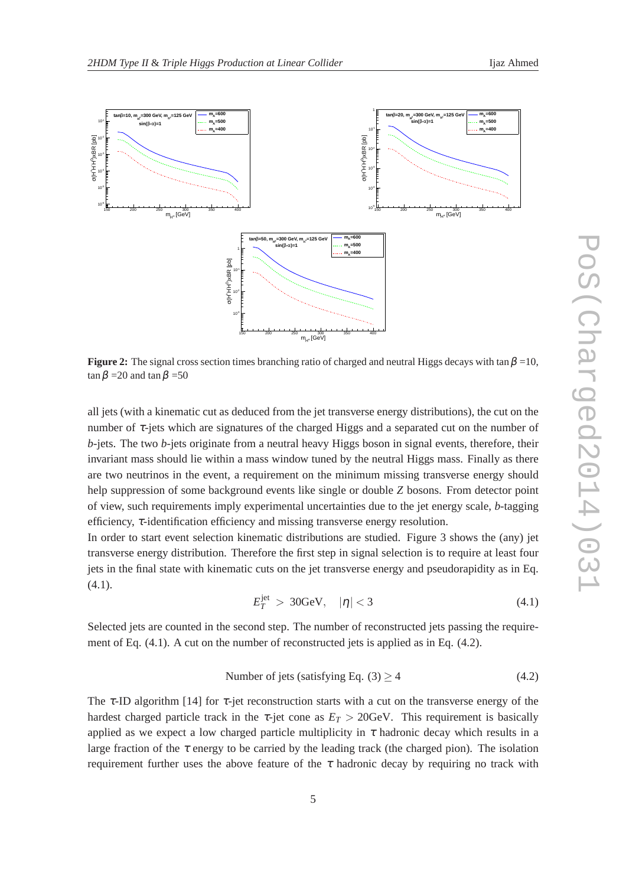**Figure 2:** The signal cross section times branching ratio of charged and neutral Higgs decays with $\tan\beta$ =10, $\tan\beta$ =20 and $\tan\beta$ =50

all jets (with a kinematic cut as deduced from the jet transverse energy distributions), the cut on the number of $\tau$-jets which are signatures of the charged Higgs and a separated cut on the number of $b$-jets. The two $b$-jets originate from a neutral heavy Higgs boson in signal events, therefore, their invariant mass should lie within a mass window tuned by the neutral Higgs mass. Finally as there are two neutrinos in the event, a requirement on the minimum missing transverse energy should help suppression of some background events like single or double $Z$ bosons. From detector point of view, such requirements imply experimental uncertainties due to the jet energy scale, $b$-tagging efficiency, $\tau$-identification efficiency and missing transverse energy resolution.

In order to start event selection kinematic distributions are studied. Figure 3 shows the (any) jet transverse energy distribution. Therefore the first step in signal selection is to require at least four jets in the final state with kinematic cuts on the jet transverse energy and pseudorapidity as in Eq. (4.1).

$$E_T^{\text{jet}} > 30\text{GeV}, \quad |\eta| < 3 \tag{4.1}$$

Selected jets are counted in the second step. The number of reconstructed jets passing the requirement of Eq. (4.1). A cut on the number of reconstructed jets is applied as in Eq. (4.2).

$$\text{Number of jets (satisfying Eq. (3)} \geq 4 \tag{4.2}$$

The $\tau$-ID algorithm [14] for $\tau$-jet reconstruction starts with a cut on the transverse energy of the hardest charged particle track in the $\tau$-jet cone as $E_T > 20$GeV. This requirement is basically applied as we expect a low charged particle multiplicity in $\tau$ hadronic decay which results in a large fraction of the $\tau$ energy to be carried by the leading track (the charged pion). The isolation requirement further uses the above feature of the $\tau$ hadronic decay by requiring no track with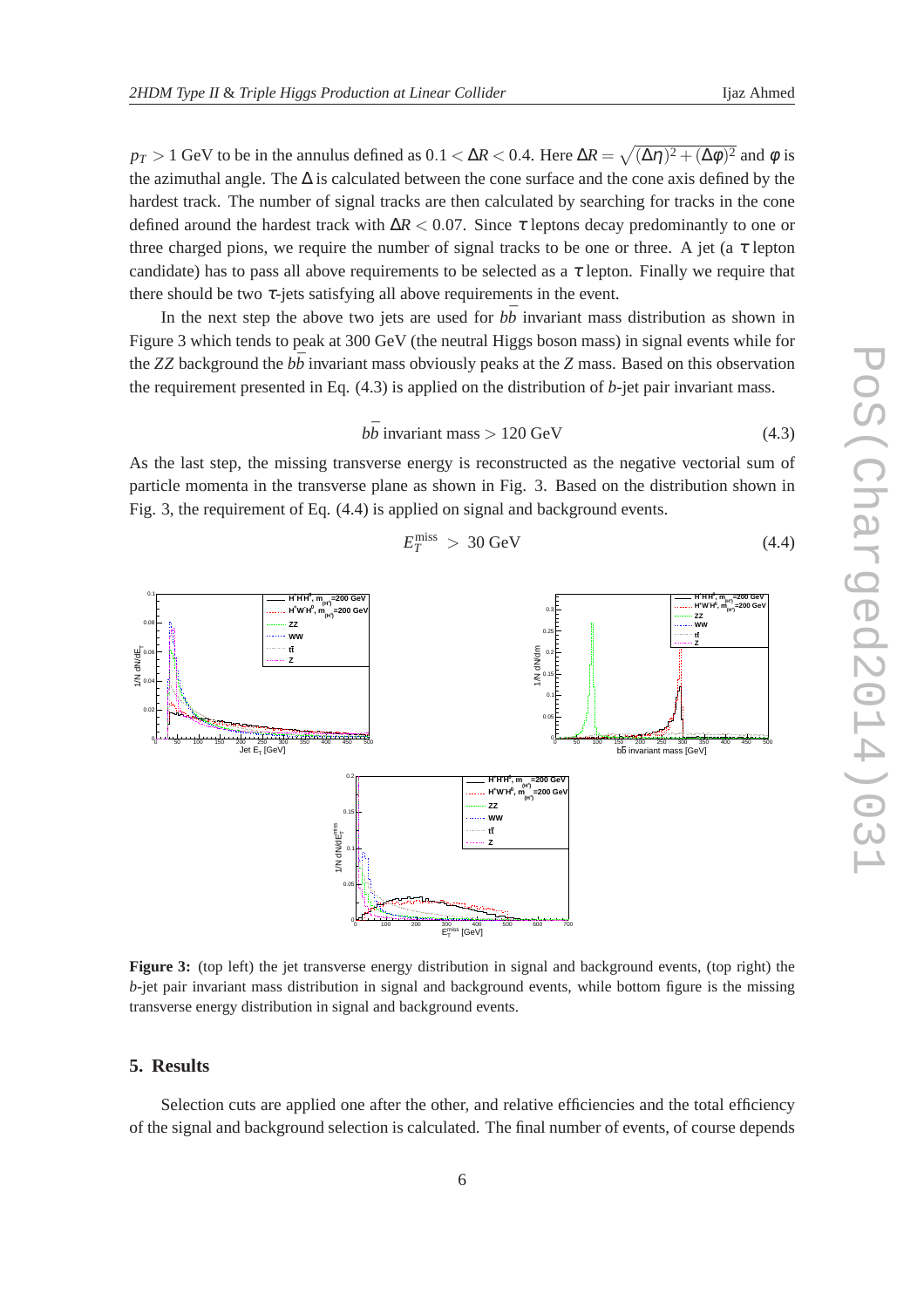$p_T > 1$ GeV to be in the annulus defined as $0.1 < \Delta R < 0.4$. Here $\Delta R = \sqrt{(\Delta\eta)^2 + (\Delta\phi)^2}$ and $\phi$ is the azimuthal angle. The $\Delta$ is calculated between the cone surface and the cone axis defined by the hardest track. The number of signal tracks are then calculated by searching for tracks in the cone defined around the hardest track with $\Delta R < 0.07$. Since $\tau$ leptons decay predominantly to one or three charged pions, we require the number of signal tracks to be one or three. A jet (a $\tau$ lepton candidate) has to pass all above requirements to be selected as a $\tau$ lepton. Finally we require that there should be two $\tau$-jets satisfying all above requirements in the event.

In the next step the above two jets are used for $b\bar{b}$ invariant mass distribution as shown in Figure 3 which tends to peak at 300 GeV (the neutral Higgs boson mass) in signal events while for the $ZZ$ background the $b\bar{b}$ invariant mass obviously peaks at the $Z$ mass. Based on this observation the requirement presented in Eq. (4.3) is applied on the distribution of $b$-jet pair invariant mass.

$$b\bar{b} \text{ invariant mass} > 120 \text{ GeV} \tag{4.3}$$

As the last step, the missing transverse energy is reconstructed as the negative vectorial sum of particle momenta in the transverse plane as shown in Fig. 3. Based on the distribution shown in Fig. 3, the requirement of Eq. (4.4) is applied on signal and background events.

$$E_T^{\text{miss}} > 30 \text{ GeV} \tag{4.4}$$

**Figure 3:** (top left) the jet transverse energy distribution in signal and background events, (top right) the $b$-jet pair invariant mass distribution in signal and background events, while bottom figure is the missing transverse energy distribution in signal and background events.

## 5. Results

Selection cuts are applied one after the other, and relative efficiencies and the total efficiency of the signal and background selection is calculated. The final number of events, of course depends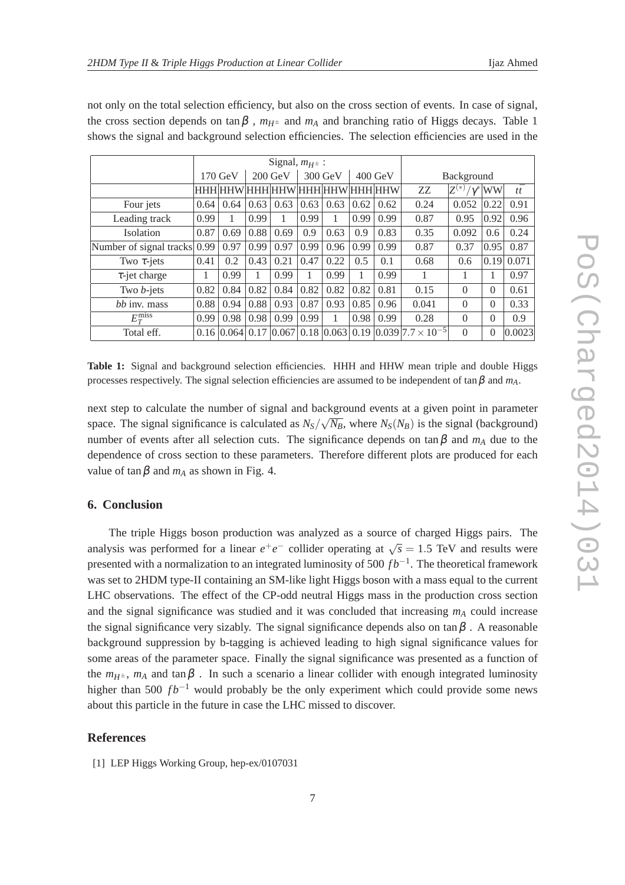not only on the total selection efficiency, but also on the cross section of events. In case of signal, the cross section depends on $\tan\beta$ , $m_{H^\pm}$ and $m_A$ and branching ratio of Higgs decays. Table 1 shows the signal and background selection efficiencies. The selection efficiencies are used in the

| | Signal, $m_{H^\pm}$ : | | | | | | | | Background | | | |
|---|---|---|---|---|---|---|---|---|---|---|---|---|
| | 170 GeV | | 200 GeV | | 300 GeV | | 400 GeV | | | | | |
| | HHH | HHW | HHH | HHW | HHH | HHW | HHH | HHW | ZZ | $Z^{(*)}/\gamma^*$ | WW | $t\bar{t}$ |
| Four jets | 0.64 | 0.64 | 0.63 | 0.63 | 0.63 | 0.63 | 0.62 | 0.62 | 0.24 | 0.052 | 0.22 | 0.91 |
| Leading track | 0.99 | 1 | 0.99 | 1 | 0.99 | 1 | 0.99 | 0.99 | 0.87 | 0.95 | 0.92 | 0.96 |
| Isolation | 0.87 | 0.69 | 0.88 | 0.69 | 0.9 | 0.63 | 0.9 | 0.83 | 0.35 | 0.092 | 0.6 | 0.24 |
| Number of signal tracks | 0.99 | 0.97 | 0.99 | 0.97 | 0.99 | 0.96 | 0.99 | 0.99 | 0.87 | 0.37 | 0.95 | 0.87 |
| Two $\tau$-jets | 0.41 | 0.2 | 0.43 | 0.21 | 0.47 | 0.22 | 0.5 | 0.1 | 0.68 | 0.6 | 0.19 | 0.071 |
| $\tau$-jet charge | 1 | 0.99 | 1 | 0.99 | 1 | 0.99 | 1 | 0.99 | 1 | 1 | 1 | 0.97 |
| Two $b$-jets | 0.82 | 0.84 | 0.82 | 0.84 | 0.82 | 0.82 | 0.82 | 0.81 | 0.15 | 0 | 0 | 0.61 |
| $bb$ inv. mass | 0.88 | 0.94 | 0.88 | 0.93 | 0.87 | 0.93 | 0.85 | 0.96 | 0.041 | 0 | 0 | 0.33 |
| $E_T^{\text{miss}}$ | 0.99 | 0.98 | 0.98 | 0.99 | 0.99 | 1 | 0.98 | 0.99 | 0.28 | 0 | 0 | 0.9 |
| Total eff. | 0.16 | 0.064 | 0.17 | 0.067 | 0.18 | 0.063 | 0.19 | 0.039 | $7.7\times10^{-5}$ | 0 | 0 | 0.0023 |

**Table 1:** Signal and background selection efficiencies. HHH and HHW mean triple and double Higgs processes respectively. The signal selection efficiencies are assumed to be independent of $\tan\beta$ and $m_A$.

next step to calculate the number of signal and background events at a given point in parameter space. The signal significance is calculated as $N_S/\sqrt{N_B}$, where $N_S(N_B)$ is the signal (background) number of events after all selection cuts. The significance depends on $\tan\beta$ and $m_A$ due to the dependence of cross section to these parameters. Therefore different plots are produced for each value of $\tan\beta$ and $m_A$ as shown in Fig. 4.

## 6. Conclusion

The triple Higgs boson production was analyzed as a source of charged Higgs pairs. The analysis was performed for a linear $e^+e^-$ collider operating at $\sqrt{s} = 1.5$ TeV and results were presented with a normalization to an integrated luminosity of 500 $fb^{-1}$. The theoretical framework was set to 2HDM type-II containing an SM-like light Higgs boson with a mass equal to the current LHC observations. The effect of the CP-odd neutral Higgs mass in the production cross section and the signal significance was studied and it was concluded that increasing $m_A$ could increase the signal significance very sizably. The signal significance depends also on $\tan\beta$ . A reasonable background suppression by b-tagging is achieved leading to high signal significance values for some areas of the parameter space. Finally the signal significance was presented as a function of the $m_{H^\pm}$, $m_A$ and $\tan\beta$ . In such a scenario a linear collider with enough integrated luminosity higher than 500 $fb^{-1}$ would probably be the only experiment which could provide some news about this particle in the future in case the LHC missed to discover.

## References

[1] LEP Higgs Working Group, hep-ex/0107031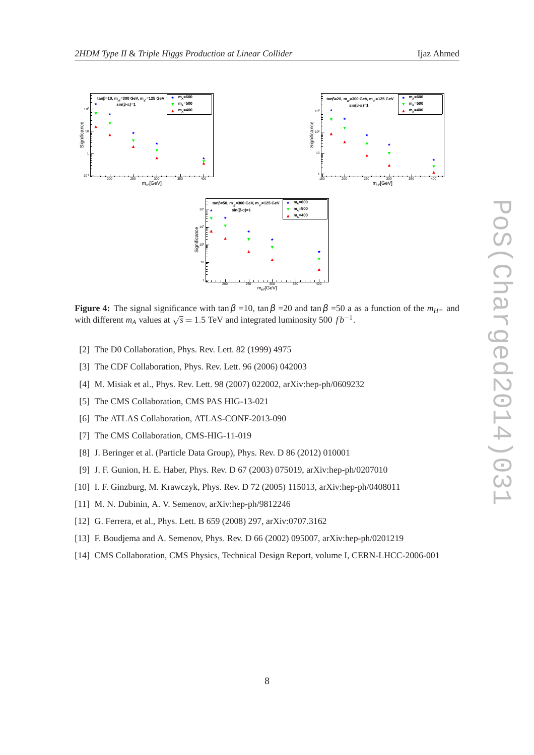tanβ=10, m$_{H^0}$=300 GeV, m$_{h^0}$=125 GeV
sin(β-α)=1
m$_A$=600
m$_A$=500
m$_A$=400
Significance
m$_{H^\pm}$[GeV]

tanβ=20, m$_{H^0}$=300 GeV, m$_{h^0}$=125 GeV
sin(β-α)=1
m$_A$=600
m$_A$=500
m$_A$=400
Significance
m$_{H^\pm}$[GeV]

tanβ=50, m$_{H^0}$=300 GeV, m$_{h^0}$=125 GeV
sin(β-α)=1
m$_A$=600
m$_A$=500
m$_A$=400
Significance
m$_{H^\pm}$[GeV]

**Figure 4:** The signal significance with $\tan\beta$ =10, $\tan\beta$ =20 and $\tan\beta$ =50 a as a function of the $m_{H^{\pm}}$ and with different $m_A$ values at $\sqrt{s} = 1.5$ TeV and integrated luminosity 500 $fb^{-1}$.

[2] The D0 Collaboration, Phys. Rev. Lett. 82 (1999) 4975

[3] The CDF Collaboration, Phys. Rev. Lett. 96 (2006) 042003

[4] M. Misiak et al., Phys. Rev. Lett. 98 (2007) 022002, arXiv:hep-ph/0609232

[5] The CMS Collaboration, CMS PAS HIG-13-021

[6] The ATLAS Collaboration, ATLAS-CONF-2013-090

[7] The CMS Collaboration, CMS-HIG-11-019

[8] J. Beringer et al. (Particle Data Group), Phys. Rev. D 86 (2012) 010001

[9] J. F. Gunion, H. E. Haber, Phys. Rev. D 67 (2003) 075019, arXiv:hep-ph/0207010

[10] I. F. Ginzburg, M. Krawczyk, Phys. Rev. D 72 (2005) 115013, arXiv:hep-ph/0408011

[11] M. N. Dubinin, A. V. Semenov, arXiv:hep-ph/9812246

[12] G. Ferrera, et al., Phys. Lett. B 659 (2008) 297, arXiv:0707.3162

[13] F. Boudjema and A. Semenov, Phys. Rev. D 66 (2002) 095007, arXiv:hep-ph/0201219

[14] CMS Collaboration, CMS Physics, Technical Design Report, volume I, CERN-LHCC-2006-001